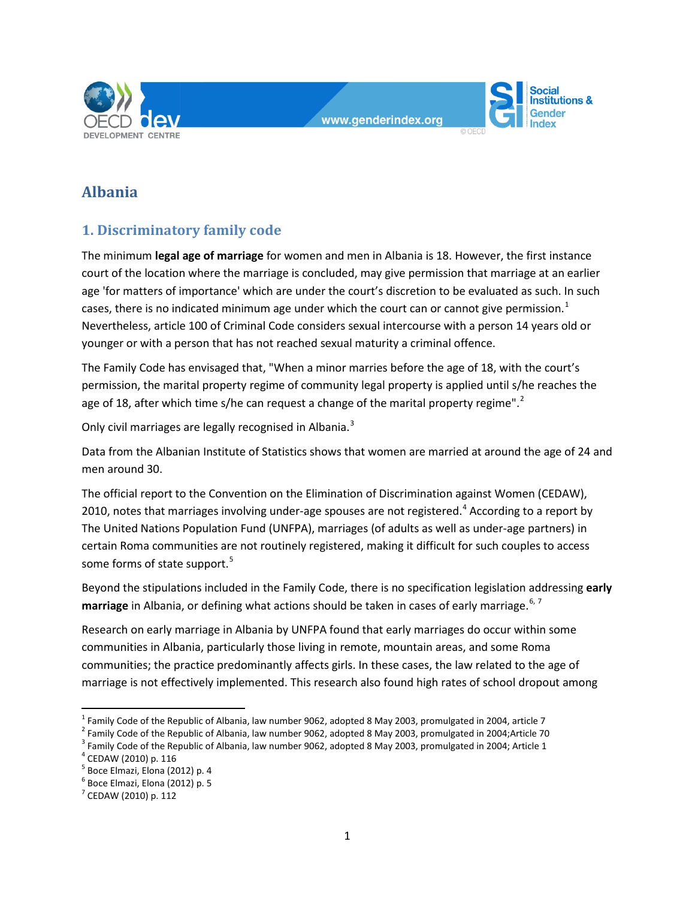# Albania

## 1. Discriminatory family code

The minimum **legal age of marriage** for women and men in Albania is 18. However, the first instance court of the location where the marriage is concluded, may give permission that marriage at an earlier age 'for matters of importance' which are under the court's discretion to be evaluated as such. In such cases, there is no indicated minimum age under which the court can or cannot give permission.[1] Nevertheless, article 100 of Criminal Code considers sexual intercourse with a person 14 years old or younger or with a person that has not reached sexual maturity a criminal offence.

The Family Code has envisaged that, "When a minor marries before the age of 18, with the court's permission, the marital property regime of community legal property is applied until s/he reaches the age of 18, after which time s/he can request a change of the marital property regime".[2]

Only civil marriages are legally recognised in Albania.[3]

Data from the Albanian Institute of Statistics shows that women are married at around the age of 24 and men around 30.

The official report to the Convention on the Elimination of Discrimination against Women (CEDAW), 2010, notes that marriages involving under-age spouses are not registered.[4] According to a report by The United Nations Population Fund (UNFPA), marriages (of adults as well as under-age partners) in certain Roma communities are not routinely registered, making it difficult for such couples to access some forms of state support.[5]

Beyond the stipulations included in the Family Code, there is no specification legislation addressing **early marriage** in Albania, or defining what actions should be taken in cases of early marriage.[6, 7]

Research on early marriage in Albania by UNFPA found that early marriages do occur within some communities in Albania, particularly those living in remote, mountain areas, and some Roma communities; the practice predominantly affects girls. In these cases, the law related to the age of marriage is not effectively implemented. This research also found high rates of school dropout among

---

[1] Family Code of the Republic of Albania, law number 9062, adopted 8 May 2003, promulgated in 2004, article 7
[2] Family Code of the Republic of Albania, law number 9062, adopted 8 May 2003, promulgated in 2004;Article 70
[3] Family Code of the Republic of Albania, law number 9062, adopted 8 May 2003, promulgated in 2004; Article 1
[4] CEDAW (2010) p. 116
[5] Boce Elmazi, Elona (2012) p. 4
[6] Boce Elmazi, Elona (2012) p. 5
[7] CEDAW (2010) p. 112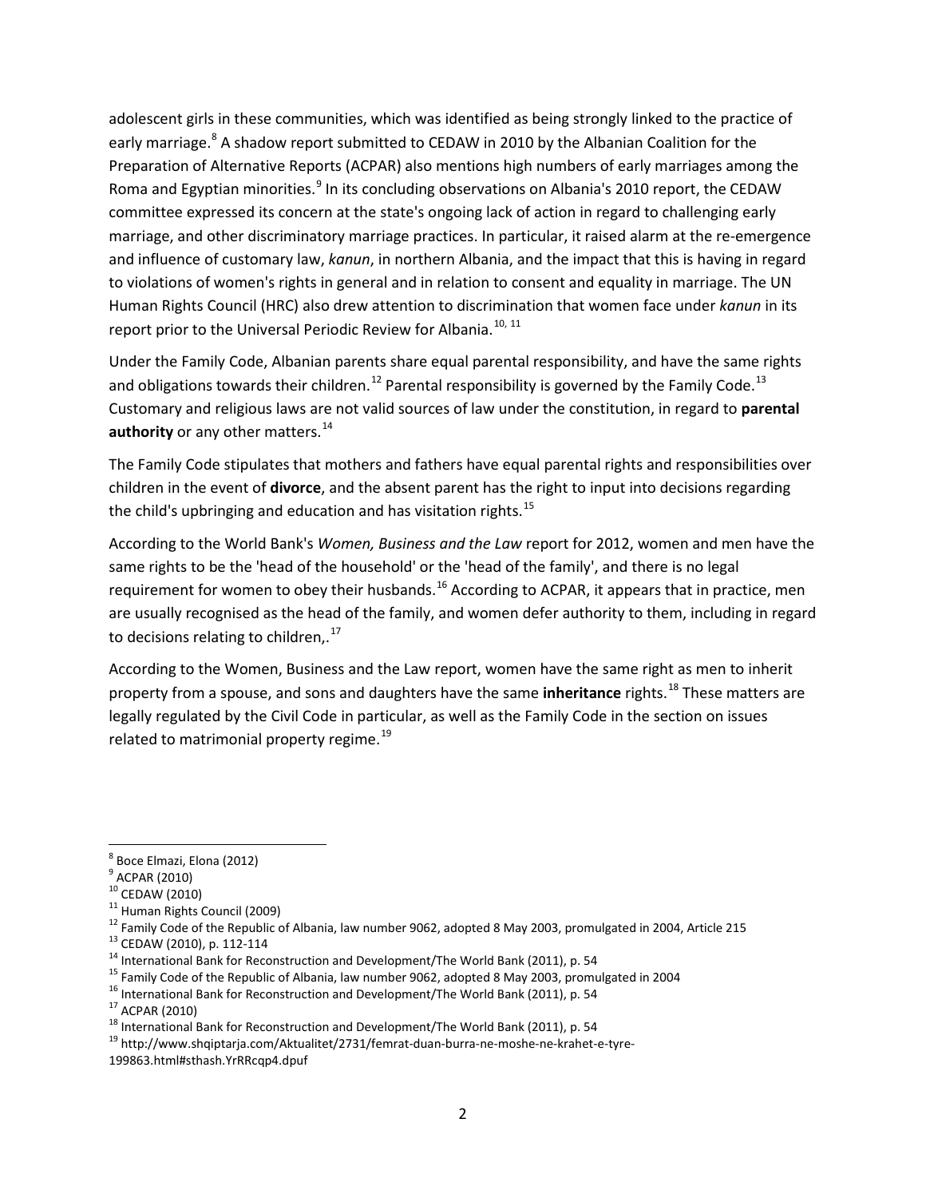adolescent girls in these communities, which was identified as being strongly linked to the practice of early marriage.[8] A shadow report submitted to CEDAW in 2010 by the Albanian Coalition for the Preparation of Alternative Reports (ACPAR) also mentions high numbers of early marriages among the Roma and Egyptian minorities.[9] In its concluding observations on Albania's 2010 report, the CEDAW committee expressed its concern at the state's ongoing lack of action in regard to challenging early marriage, and other discriminatory marriage practices. In particular, it raised alarm at the re-emergence and influence of customary law, *kanun*, in northern Albania, and the impact that this is having in regard to violations of women's rights in general and in relation to consent and equality in marriage. The UN Human Rights Council (HRC) also drew attention to discrimination that women face under *kanun* in its report prior to the Universal Periodic Review for Albania.[10, 11]

Under the Family Code, Albanian parents share equal parental responsibility, and have the same rights and obligations towards their children.[12] Parental responsibility is governed by the Family Code.[13] Customary and religious laws are not valid sources of law under the constitution, in regard to **parental authority** or any other matters.[14]

The Family Code stipulates that mothers and fathers have equal parental rights and responsibilities over children in the event of **divorce**, and the absent parent has the right to input into decisions regarding the child's upbringing and education and has visitation rights.[15]

According to the World Bank's *Women, Business and the Law* report for 2012, women and men have the same rights to be the 'head of the household' or the 'head of the family', and there is no legal requirement for women to obey their husbands.[16] According to ACPAR, it appears that in practice, men are usually recognised as the head of the family, and women defer authority to them, including in regard to decisions relating to children,.[17]

According to the Women, Business and the Law report, women have the same right as men to inherit property from a spouse, and sons and daughters have the same **inheritance** rights.[18] These matters are legally regulated by the Civil Code in particular, as well as the Family Code in the section on issues related to matrimonial property regime.[19]

---

[8] Boce Elmazi, Elona (2012)
[9] ACPAR (2010)
[10] CEDAW (2010)
[11] Human Rights Council (2009)
[12] Family Code of the Republic of Albania, law number 9062, adopted 8 May 2003, promulgated in 2004, Article 215
[13] CEDAW (2010), p. 112-114
[14] International Bank for Reconstruction and Development/The World Bank (2011), p. 54
[15] Family Code of the Republic of Albania, law number 9062, adopted 8 May 2003, promulgated in 2004
[16] International Bank for Reconstruction and Development/The World Bank (2011), p. 54
[17] ACPAR (2010)
[18] International Bank for Reconstruction and Development/The World Bank (2011), p. 54
[19] http://www.shqiptarja.com/Aktualitet/2731/femrat-duan-burra-ne-moshe-ne-krahet-e-tyre-199863.html#sthash.YrRRcqp4.dpuf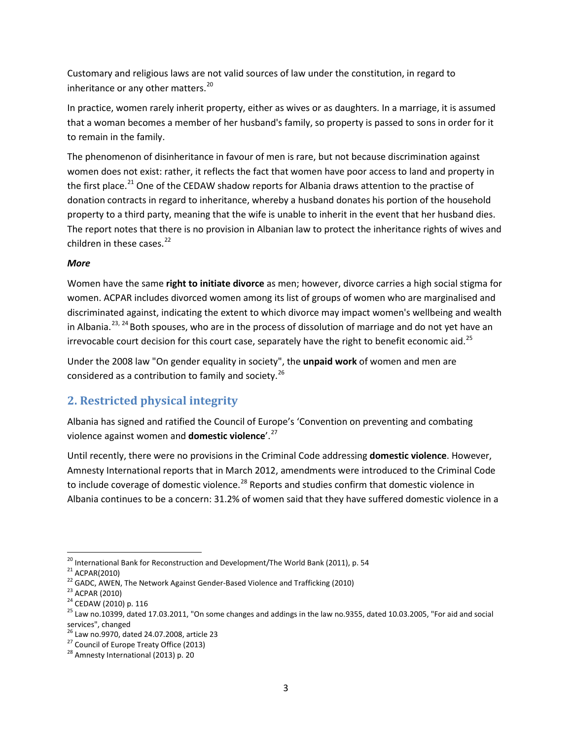Customary and religious laws are not valid sources of law under the constitution, in regard to inheritance or any other matters.[20]

In practice, women rarely inherit property, either as wives or as daughters. In a marriage, it is assumed that a woman becomes a member of her husband's family, so property is passed to sons in order for it to remain in the family.

The phenomenon of disinheritance in favour of men is rare, but not because discrimination against women does not exist: rather, it reflects the fact that women have poor access to land and property in the first place.[21] One of the CEDAW shadow reports for Albania draws attention to the practise of donation contracts in regard to inheritance, whereby a husband donates his portion of the household property to a third party, meaning that the wife is unable to inherit in the event that her husband dies. The report notes that there is no provision in Albanian law to protect the inheritance rights of wives and children in these cases.[22]

***More***

Women have the same **right to initiate divorce** as men; however, divorce carries a high social stigma for women. ACPAR includes divorced women among its list of groups of women who are marginalised and discriminated against, indicating the extent to which divorce may impact women's wellbeing and wealth in Albania.[23, 24] Both spouses, who are in the process of dissolution of marriage and do not yet have an irrevocable court decision for this court case, separately have the right to benefit economic aid.[25]

Under the 2008 law "On gender equality in society", the **unpaid work** of women and men are considered as a contribution to family and society.[26]

## 2. Restricted physical integrity

Albania has signed and ratified the Council of Europe's 'Convention on preventing and combating violence against women and **domestic violence**'.[27]

Until recently, there were no provisions in the Criminal Code addressing **domestic violence**. However, Amnesty International reports that in March 2012, amendments were introduced to the Criminal Code to include coverage of domestic violence.[28] Reports and studies confirm that domestic violence in Albania continues to be a concern: 31.2% of women said that they have suffered domestic violence in a

---

[20] International Bank for Reconstruction and Development/The World Bank (2011), p. 54

[21] ACPAR(2010)

[22] GADC, AWEN, The Network Against Gender-Based Violence and Trafficking (2010)

[23] ACPAR (2010)

[24] CEDAW (2010) p. 116

[25] Law no.10399, dated 17.03.2011, "On some changes and addings in the law no.9355, dated 10.03.2005, "For aid and social services", changed

[26] Law no.9970, dated 24.07.2008, article 23

[27] Council of Europe Treaty Office (2013)

[28] Amnesty International (2013) p. 20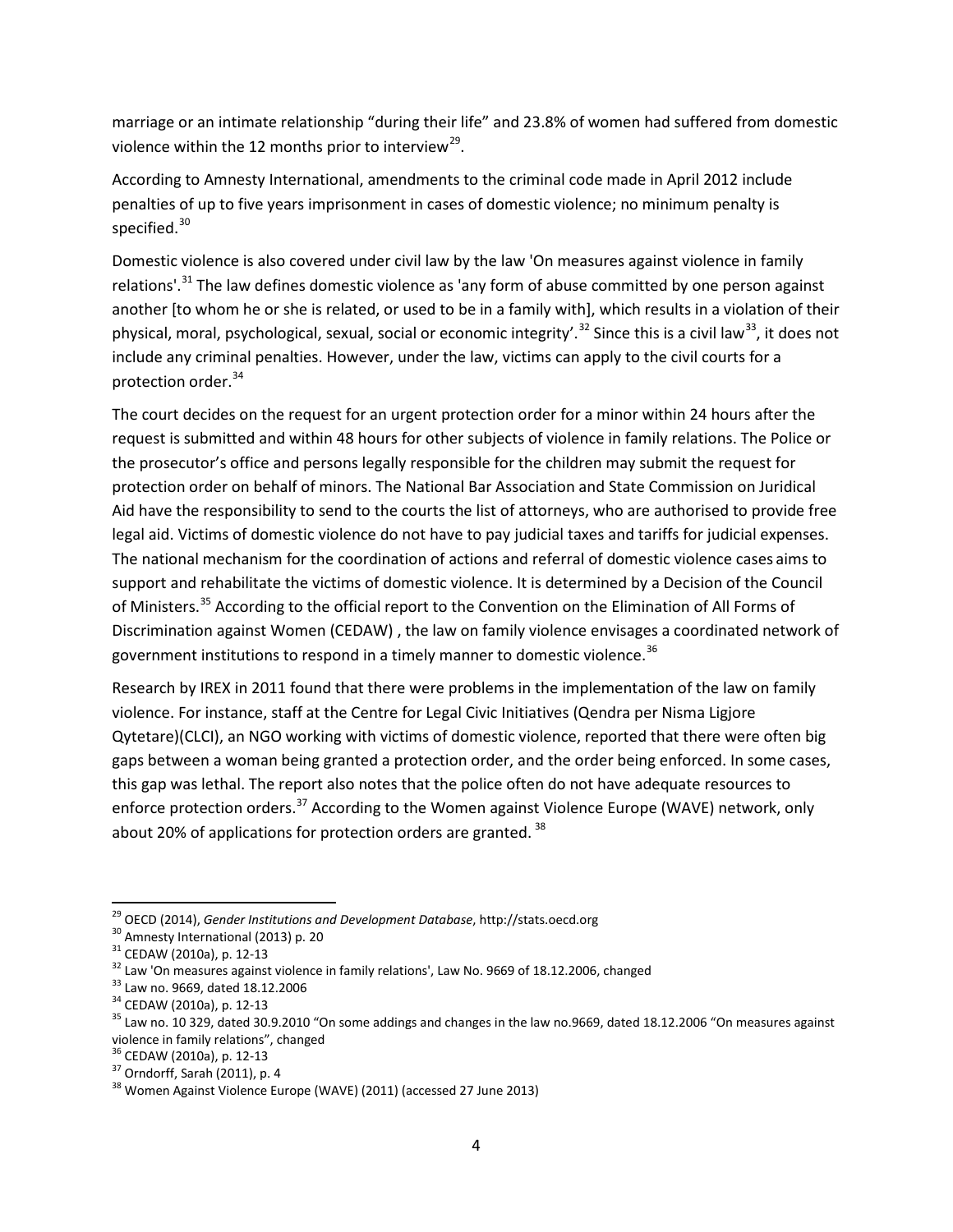marriage or an intimate relationship "during their life" and 23.8% of women had suffered from domestic violence within the 12 months prior to interview[29].

According to Amnesty International, amendments to the criminal code made in April 2012 include penalties of up to five years imprisonment in cases of domestic violence; no minimum penalty is specified.[30]

Domestic violence is also covered under civil law by the law 'On measures against violence in family relations'.[31] The law defines domestic violence as 'any form of abuse committed by one person against another [to whom he or she is related, or used to be in a family with], which results in a violation of their physical, moral, psychological, sexual, social or economic integrity'.[32] Since this is a civil law[33], it does not include any criminal penalties. However, under the law, victims can apply to the civil courts for a protection order.[34]

The court decides on the request for an urgent protection order for a minor within 24 hours after the request is submitted and within 48 hours for other subjects of violence in family relations. The Police or the prosecutor's office and persons legally responsible for the children may submit the request for protection order on behalf of minors. The National Bar Association and State Commission on Juridical Aid have the responsibility to send to the courts the list of attorneys, who are authorised to provide free legal aid. Victims of domestic violence do not have to pay judicial taxes and tariffs for judicial expenses. The national mechanism for the coordination of actions and referral of domestic violence cases aims to support and rehabilitate the victims of domestic violence. It is determined by a Decision of the Council of Ministers.[35] According to the official report to the Convention on the Elimination of All Forms of Discrimination against Women (CEDAW) , the law on family violence envisages a coordinated network of government institutions to respond in a timely manner to domestic violence.[36]

Research by IREX in 2011 found that there were problems in the implementation of the law on family violence. For instance, staff at the Centre for Legal Civic Initiatives (Qendra per Nisma Ligjore Qytetare)(CLCI), an NGO working with victims of domestic violence, reported that there were often big gaps between a woman being granted a protection order, and the order being enforced. In some cases, this gap was lethal. The report also notes that the police often do not have adequate resources to enforce protection orders.[37] According to the Women against Violence Europe (WAVE) network, only about 20% of applications for protection orders are granted.[38]

---

[29] OECD (2014), *Gender Institutions and Development Database*, http://stats.oecd.org

[30] Amnesty International (2013) p. 20

[31] CEDAW (2010a), p. 12-13

[32] Law 'On measures against violence in family relations', Law No. 9669 of 18.12.2006, changed

[33] Law no. 9669, dated 18.12.2006

[34] CEDAW (2010a), p. 12-13

[35] Law no. 10 329, dated 30.9.2010 "On some addings and changes in the law no.9669, dated 18.12.2006 "On measures against violence in family relations", changed

[36] CEDAW (2010a), p. 12-13

[37] Orndorff, Sarah (2011), p. 4

[38] Women Against Violence Europe (WAVE) (2011) (accessed 27 June 2013)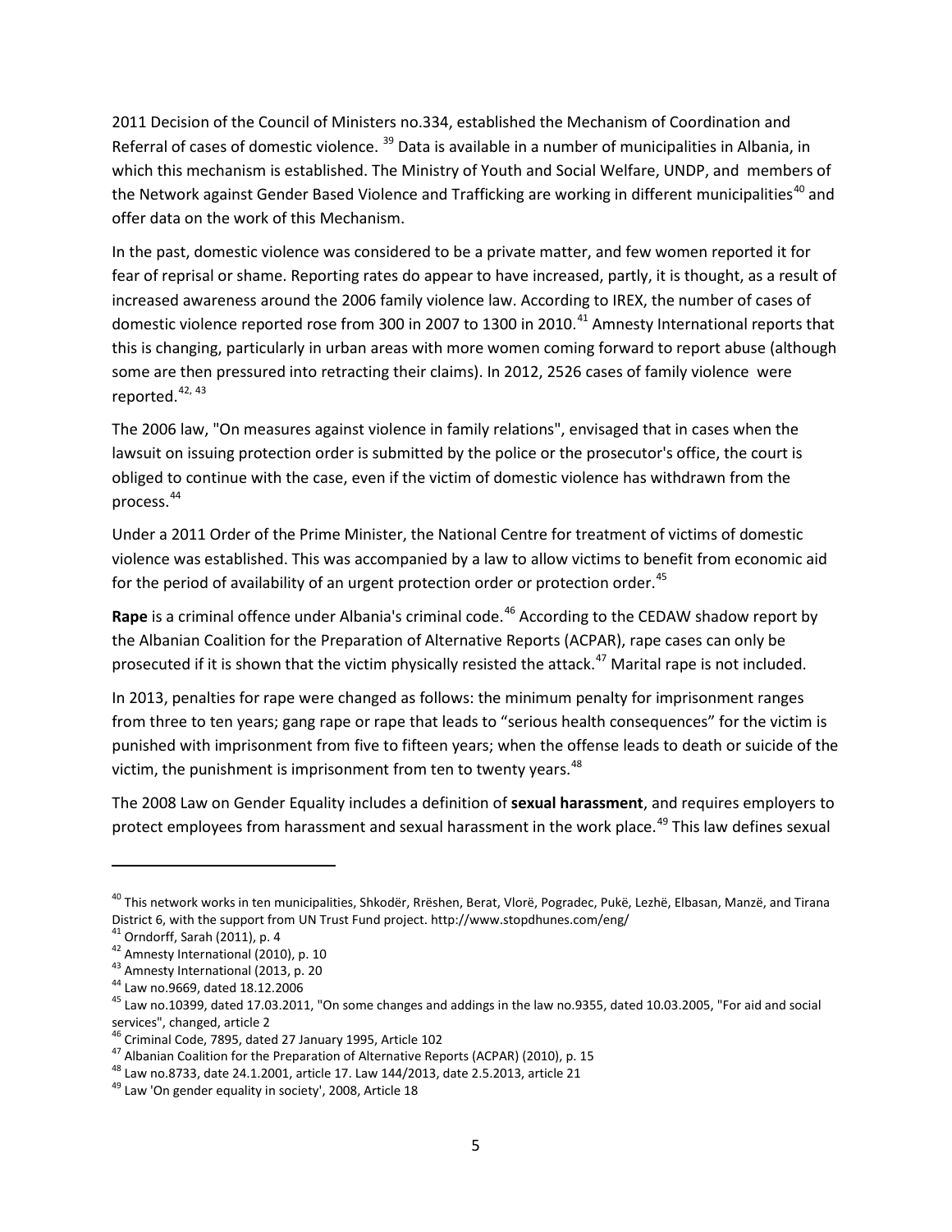2011 Decision of the Council of Ministers no.334, established the Mechanism of Coordination and Referral of cases of domestic violence. [39] Data is available in a number of municipalities in Albania, in which this mechanism is established. The Ministry of Youth and Social Welfare, UNDP, and members of the Network against Gender Based Violence and Trafficking are working in different municipalities[40] and offer data on the work of this Mechanism.

In the past, domestic violence was considered to be a private matter, and few women reported it for fear of reprisal or shame. Reporting rates do appear to have increased, partly, it is thought, as a result of increased awareness around the 2006 family violence law. According to IREX, the number of cases of domestic violence reported rose from 300 in 2007 to 1300 in 2010.[41] Amnesty International reports that this is changing, particularly in urban areas with more women coming forward to report abuse (although some are then pressured into retracting their claims). In 2012, 2526 cases of family violence were reported.[42, 43]

The 2006 law, "On measures against violence in family relations", envisaged that in cases when the lawsuit on issuing protection order is submitted by the police or the prosecutor's office, the court is obliged to continue with the case, even if the victim of domestic violence has withdrawn from the process.[44]

Under a 2011 Order of the Prime Minister, the National Centre for treatment of victims of domestic violence was established. This was accompanied by a law to allow victims to benefit from economic aid for the period of availability of an urgent protection order or protection order.[45]

**Rape** is a criminal offence under Albania's criminal code.[46] According to the CEDAW shadow report by the Albanian Coalition for the Preparation of Alternative Reports (ACPAR), rape cases can only be prosecuted if it is shown that the victim physically resisted the attack.[47] Marital rape is not included.

In 2013, penalties for rape were changed as follows: the minimum penalty for imprisonment ranges from three to ten years; gang rape or rape that leads to "serious health consequences" for the victim is punished with imprisonment from five to fifteen years; when the offense leads to death or suicide of the victim, the punishment is imprisonment from ten to twenty years.[48]

The 2008 Law on Gender Equality includes a definition of **sexual harassment**, and requires employers to protect employees from harassment and sexual harassment in the work place.[49] This law defines sexual

---

[40] This network works in ten municipalities, Shkodër, Rrëshen, Berat, Vlorë, Pogradec, Pukë, Lezhë, Elbasan, Manzë, and Tirana District 6, with the support from UN Trust Fund project. http://www.stopdhunes.com/eng/

[41] Orndorff, Sarah (2011), p. 4

[42] Amnesty International (2010), p. 10

[43] Amnesty International (2013, p. 20

[44] Law no.9669, dated 18.12.2006

[45] Law no.10399, dated 17.03.2011, "On some changes and addings in the law no.9355, dated 10.03.2005, "For aid and social services", changed, article 2

[46] Criminal Code, 7895, dated 27 January 1995, Article 102

[47] Albanian Coalition for the Preparation of Alternative Reports (ACPAR) (2010), p. 15

[48] Law no.8733, date 24.1.2001, article 17. Law 144/2013, date 2.5.2013, article 21

[49] Law 'On gender equality in society', 2008, Article 18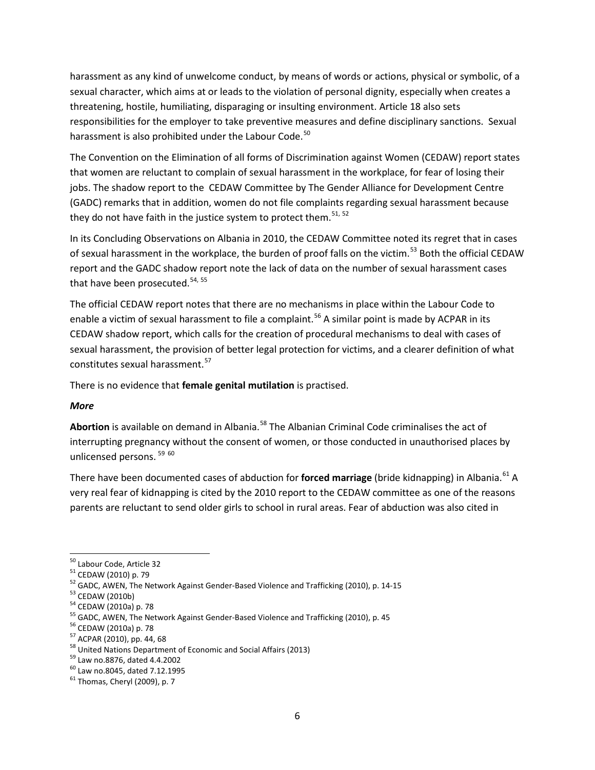harassment as any kind of unwelcome conduct, by means of words or actions, physical or symbolic, of a sexual character, which aims at or leads to the violation of personal dignity, especially when creates a threatening, hostile, humiliating, disparaging or insulting environment. Article 18 also sets responsibilities for the employer to take preventive measures and define disciplinary sanctions. Sexual harassment is also prohibited under the Labour Code.[50]

The Convention on the Elimination of all forms of Discrimination against Women (CEDAW) report states that women are reluctant to complain of sexual harassment in the workplace, for fear of losing their jobs. The shadow report to the CEDAW Committee by The Gender Alliance for Development Centre (GADC) remarks that in addition, women do not file complaints regarding sexual harassment because they do not have faith in the justice system to protect them.[51, 52]

In its Concluding Observations on Albania in 2010, the CEDAW Committee noted its regret that in cases of sexual harassment in the workplace, the burden of proof falls on the victim.[53] Both the official CEDAW report and the GADC shadow report note the lack of data on the number of sexual harassment cases that have been prosecuted.[54, 55]

The official CEDAW report notes that there are no mechanisms in place within the Labour Code to enable a victim of sexual harassment to file a complaint.[56] A similar point is made by ACPAR in its CEDAW shadow report, which calls for the creation of procedural mechanisms to deal with cases of sexual harassment, the provision of better legal protection for victims, and a clearer definition of what constitutes sexual harassment.[57]

There is no evidence that **female genital mutilation** is practised.

***More***

**Abortion** is available on demand in Albania.[58] The Albanian Criminal Code criminalises the act of interrupting pregnancy without the consent of women, or those conducted in unauthorised places by unlicensed persons.[59] [60]

There have been documented cases of abduction for **forced marriage** (bride kidnapping) in Albania.[61] A very real fear of kidnapping is cited by the 2010 report to the CEDAW committee as one of the reasons parents are reluctant to send older girls to school in rural areas. Fear of abduction was also cited in

---

[50] Labour Code, Article 32
[51] CEDAW (2010) p. 79
[52] GADC, AWEN, The Network Against Gender-Based Violence and Trafficking (2010), p. 14-15
[53] CEDAW (2010b)
[54] CEDAW (2010a) p. 78
[55] GADC, AWEN, The Network Against Gender-Based Violence and Trafficking (2010), p. 45
[56] CEDAW (2010a) p. 78
[57] ACPAR (2010), pp. 44, 68
[58] United Nations Department of Economic and Social Affairs (2013)
[59] Law no.8876, dated 4.4.2002
[60] Law no.8045, dated 7.12.1995
[61] Thomas, Cheryl (2009), p. 7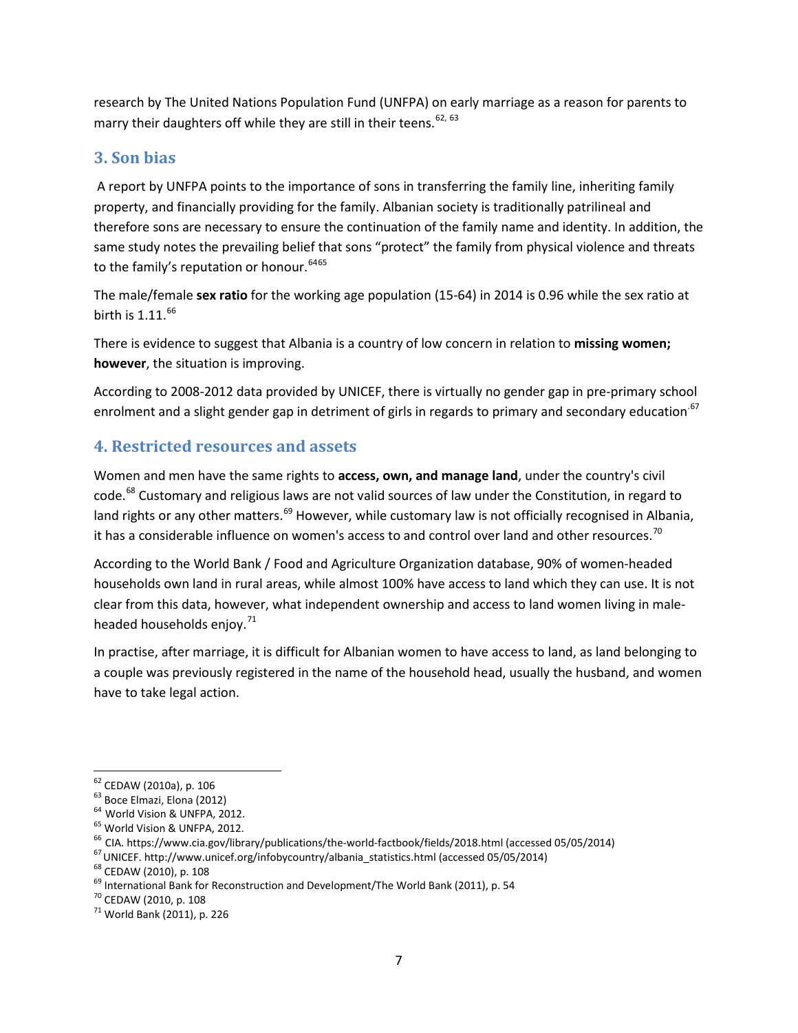research by The United Nations Population Fund (UNFPA) on early marriage as a reason for parents to marry their daughters off while they are still in their teens.[62, 63]

## 3. Son bias

A report by UNFPA points to the importance of sons in transferring the family line, inheriting family property, and financially providing for the family. Albanian society is traditionally patrilineal and therefore sons are necessary to ensure the continuation of the family name and identity. In addition, the same study notes the prevailing belief that sons "protect" the family from physical violence and threats to the family's reputation or honour.[64][65]

The male/female **sex ratio** for the working age population (15-64) in 2014 is 0.96 while the sex ratio at birth is 1.11.[66]

There is evidence to suggest that Albania is a country of low concern in relation to **missing women; however**, the situation is improving.

According to 2008-2012 data provided by UNICEF, there is virtually no gender gap in pre-primary school enrolment and a slight gender gap in detriment of girls in regards to primary and secondary education.[67]

## 4. Restricted resources and assets

Women and men have the same rights to **access, own, and manage land**, under the country's civil code.[68] Customary and religious laws are not valid sources of law under the Constitution, in regard to land rights or any other matters.[69] However, while customary law is not officially recognised in Albania, it has a considerable influence on women's access to and control over land and other resources.[70]

According to the World Bank / Food and Agriculture Organization database, 90% of women-headed households own land in rural areas, while almost 100% have access to land which they can use. It is not clear from this data, however, what independent ownership and access to land women living in male-headed households enjoy.[71]

In practise, after marriage, it is difficult for Albanian women to have access to land, as land belonging to a couple was previously registered in the name of the household head, usually the husband, and women have to take legal action.

---

[62] CEDAW (2010a), p. 106
[63] Boce Elmazi, Elona (2012)
[64] World Vision & UNFPA, 2012.
[65] World Vision & UNFPA, 2012.
[66] CIA. https://www.cia.gov/library/publications/the-world-factbook/fields/2018.html (accessed 05/05/2014)
[67] UNICEF. http://www.unicef.org/infobycountry/albania_statistics.html (accessed 05/05/2014)
[68] CEDAW (2010), p. 108
[69] International Bank for Reconstruction and Development/The World Bank (2011), p. 54
[70] CEDAW (2010, p. 108
[71] World Bank (2011), p. 226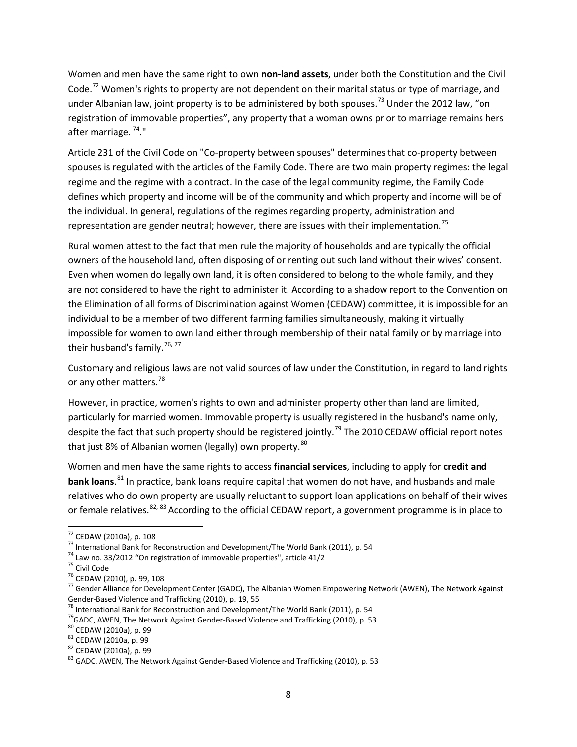Women and men have the same right to own **non-land assets**, under both the Constitution and the Civil Code.[72] Women's rights to property are not dependent on their marital status or type of marriage, and under Albanian law, joint property is to be administered by both spouses.[73] Under the 2012 law, "on registration of immovable properties", any property that a woman owns prior to marriage remains hers after marriage. [74]."

Article 231 of the Civil Code on "Co-property between spouses" determines that co-property between spouses is regulated with the articles of the Family Code. There are two main property regimes: the legal regime and the regime with a contract. In the case of the legal community regime, the Family Code defines which property and income will be of the community and which property and income will be of the individual. In general, regulations of the regimes regarding property, administration and representation are gender neutral; however, there are issues with their implementation.[75]

Rural women attest to the fact that men rule the majority of households and are typically the official owners of the household land, often disposing of or renting out such land without their wives' consent. Even when women do legally own land, it is often considered to belong to the whole family, and they are not considered to have the right to administer it. According to a shadow report to the Convention on the Elimination of all forms of Discrimination against Women (CEDAW) committee, it is impossible for an individual to be a member of two different farming families simultaneously, making it virtually impossible for women to own land either through membership of their natal family or by marriage into their husband's family.[76, 77]

Customary and religious laws are not valid sources of law under the Constitution, in regard to land rights or any other matters.[78]

However, in practice, women's rights to own and administer property other than land are limited, particularly for married women. Immovable property is usually registered in the husband's name only, despite the fact that such property should be registered jointly.[79] The 2010 CEDAW official report notes that just 8% of Albanian women (legally) own property.[80]

Women and men have the same rights to access **financial services**, including to apply for **credit and bank loans**.[81] In practice, bank loans require capital that women do not have, and husbands and male relatives who do own property are usually reluctant to support loan applications on behalf of their wives or female relatives.[82, 83] According to the official CEDAW report, a government programme is in place to

---

[72] CEDAW (2010a), p. 108

[73] International Bank for Reconstruction and Development/The World Bank (2011), p. 54

[74] Law no. 33/2012 "On registration of immovable properties", article 41/2

[75] Civil Code

[76] CEDAW (2010), p. 99, 108

[77] Gender Alliance for Development Center (GADC), The Albanian Women Empowering Network (AWEN), The Network Against Gender-Based Violence and Trafficking (2010), p. 19, 55

[78] International Bank for Reconstruction and Development/The World Bank (2011), p. 54

[79] GADC, AWEN, The Network Against Gender-Based Violence and Trafficking (2010), p. 53

[80] CEDAW (2010a), p. 99

[81] CEDAW (2010a, p. 99

[82] CEDAW (2010a), p. 99

[83] GADC, AWEN, The Network Against Gender-Based Violence and Trafficking (2010), p. 53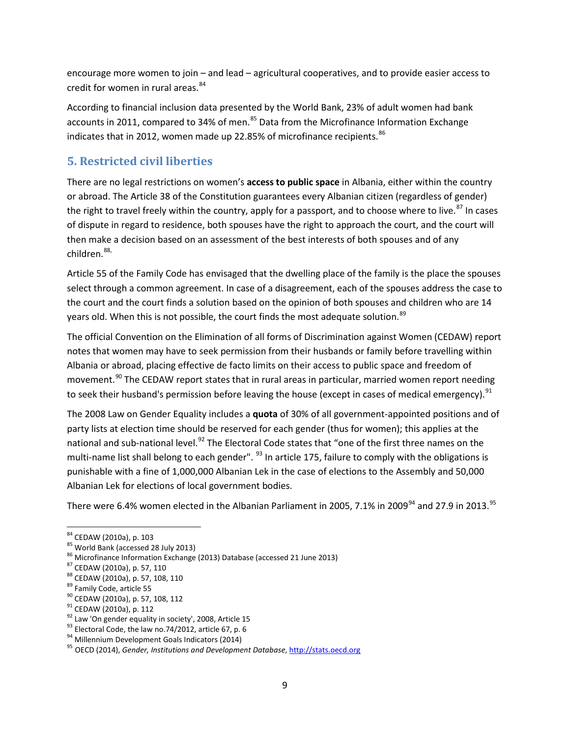encourage more women to join – and lead – agricultural cooperatives, and to provide easier access to credit for women in rural areas.[84]

According to financial inclusion data presented by the World Bank, 23% of adult women had bank accounts in 2011, compared to 34% of men.[85] Data from the Microfinance Information Exchange indicates that in 2012, women made up 22.85% of microfinance recipients.[86]

## 5. Restricted civil liberties

There are no legal restrictions on women's **access to public space** in Albania, either within the country or abroad. The Article 38 of the Constitution guarantees every Albanian citizen (regardless of gender) the right to travel freely within the country, apply for a passport, and to choose where to live.[87] In cases of dispute in regard to residence, both spouses have the right to approach the court, and the court will then make a decision based on an assessment of the best interests of both spouses and of any children.[88,]

Article 55 of the Family Code has envisaged that the dwelling place of the family is the place the spouses select through a common agreement. In case of a disagreement, each of the spouses address the case to the court and the court finds a solution based on the opinion of both spouses and children who are 14 years old. When this is not possible, the court finds the most adequate solution.[89]

The official Convention on the Elimination of all forms of Discrimination against Women (CEDAW) report notes that women may have to seek permission from their husbands or family before travelling within Albania or abroad, placing effective de facto limits on their access to public space and freedom of movement.[90] The CEDAW report states that in rural areas in particular, married women report needing to seek their husband's permission before leaving the house (except in cases of medical emergency).[91]

The 2008 Law on Gender Equality includes a **quota** of 30% of all government-appointed positions and of party lists at election time should be reserved for each gender (thus for women); this applies at the national and sub-national level.[92] The Electoral Code states that "one of the first three names on the multi-name list shall belong to each gender". [93] In article 175, failure to comply with the obligations is punishable with a fine of 1,000,000 Albanian Lek in the case of elections to the Assembly and 50,000 Albanian Lek for elections of local government bodies.

There were 6.4% women elected in the Albanian Parliament in 2005, 7.1% in 2009[94] and 27.9 in 2013.[95]

---

[84] CEDAW (2010a), p. 103
[85] World Bank (accessed 28 July 2013)
[86] Microfinance Information Exchange (2013) Database (accessed 21 June 2013)
[87] CEDAW (2010a), p. 57, 110
[88] CEDAW (2010a), p. 57, 108, 110
[89] Family Code, article 55
[90] CEDAW (2010a), p. 57, 108, 112
[91] CEDAW (2010a), p. 112
[92] Law 'On gender equality in society', 2008, Article 15
[93] Electoral Code, the law no.74/2012, article 67, p. 6
[94] Millennium Development Goals Indicators (2014)
[95] OECD (2014), *Gender, Institutions and Development Database*, http://stats.oecd.org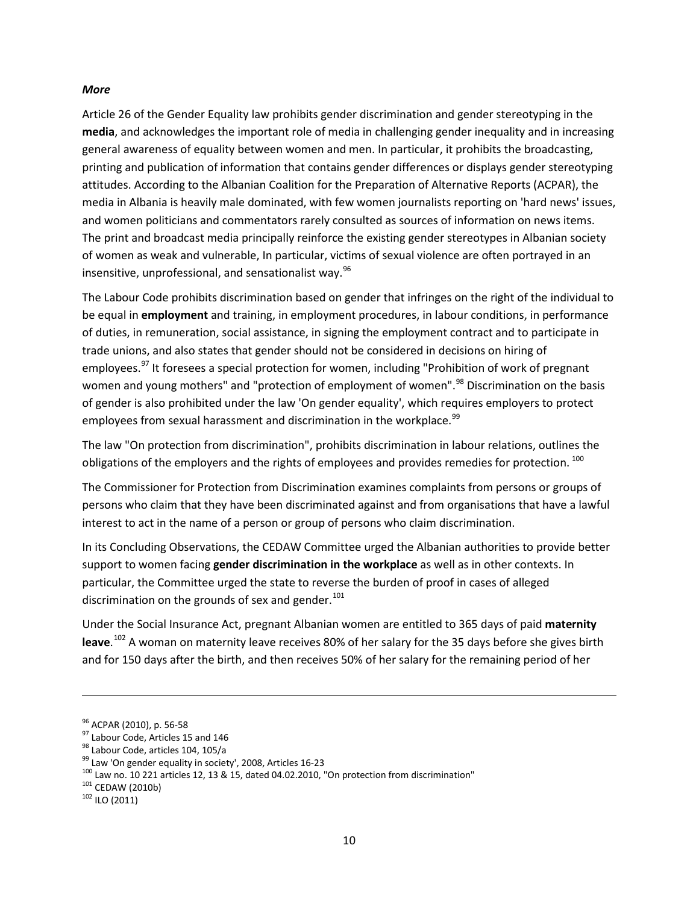***More***

Article 26 of the Gender Equality law prohibits gender discrimination and gender stereotyping in the **media**, and acknowledges the important role of media in challenging gender inequality and in increasing general awareness of equality between women and men. In particular, it prohibits the broadcasting, printing and publication of information that contains gender differences or displays gender stereotyping attitudes. According to the Albanian Coalition for the Preparation of Alternative Reports (ACPAR), the media in Albania is heavily male dominated, with few women journalists reporting on 'hard news' issues, and women politicians and commentators rarely consulted as sources of information on news items. The print and broadcast media principally reinforce the existing gender stereotypes in Albanian society of women as weak and vulnerable, In particular, victims of sexual violence are often portrayed in an insensitive, unprofessional, and sensationalist way.[96]

The Labour Code prohibits discrimination based on gender that infringes on the right of the individual to be equal in **employment** and training, in employment procedures, in labour conditions, in performance of duties, in remuneration, social assistance, in signing the employment contract and to participate in trade unions, and also states that gender should not be considered in decisions on hiring of employees.[97] It foresees a special protection for women, including "Prohibition of work of pregnant women and young mothers" and "protection of employment of women".[98] Discrimination on the basis of gender is also prohibited under the law 'On gender equality', which requires employers to protect employees from sexual harassment and discrimination in the workplace.[99]

The law "On protection from discrimination", prohibits discrimination in labour relations, outlines the obligations of the employers and the rights of employees and provides remedies for protection. [100]

The Commissioner for Protection from Discrimination examines complaints from persons or groups of persons who claim that they have been discriminated against and from organisations that have a lawful interest to act in the name of a person or group of persons who claim discrimination.

In its Concluding Observations, the CEDAW Committee urged the Albanian authorities to provide better support to women facing **gender discrimination in the workplace** as well as in other contexts. In particular, the Committee urged the state to reverse the burden of proof in cases of alleged discrimination on the grounds of sex and gender.[101]

Under the Social Insurance Act, pregnant Albanian women are entitled to 365 days of paid **maternity leave**.[102] A woman on maternity leave receives 80% of her salary for the 35 days before she gives birth and for 150 days after the birth, and then receives 50% of her salary for the remaining period of her

---

[96] ACPAR (2010), p. 56-58

[97] Labour Code, Articles 15 and 146

[98] Labour Code, articles 104, 105/a

[99] Law 'On gender equality in society', 2008, Articles 16-23

[100] Law no. 10 221 articles 12, 13 & 15, dated 04.02.2010, "On protection from discrimination"

[101] CEDAW (2010b)

[102] ILO (2011)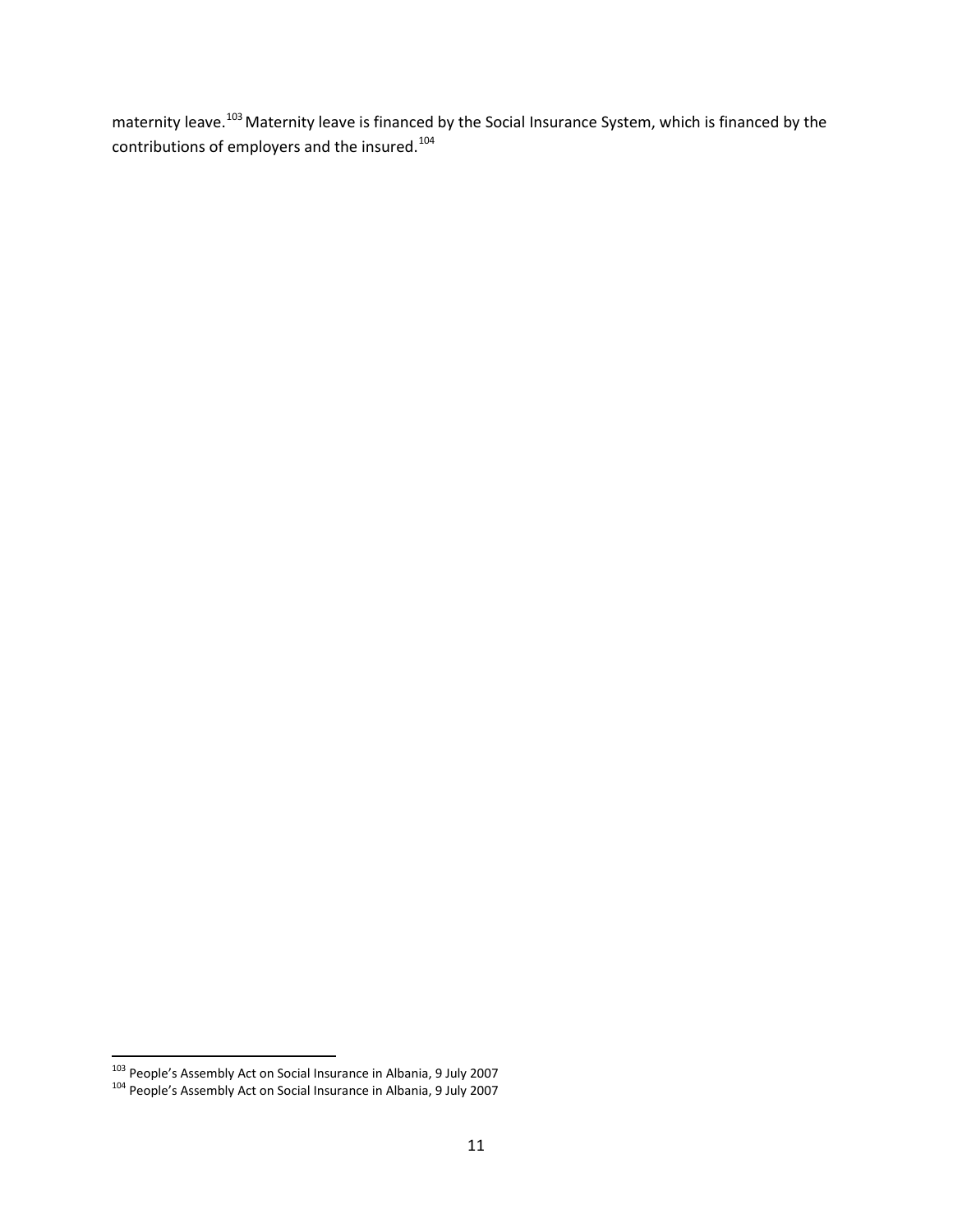maternity leave.[103] Maternity leave is financed by the Social Insurance System, which is financed by the contributions of employers and the insured.[104]

[103] People's Assembly Act on Social Insurance in Albania, 9 July 2007

[104] People's Assembly Act on Social Insurance in Albania, 9 July 2007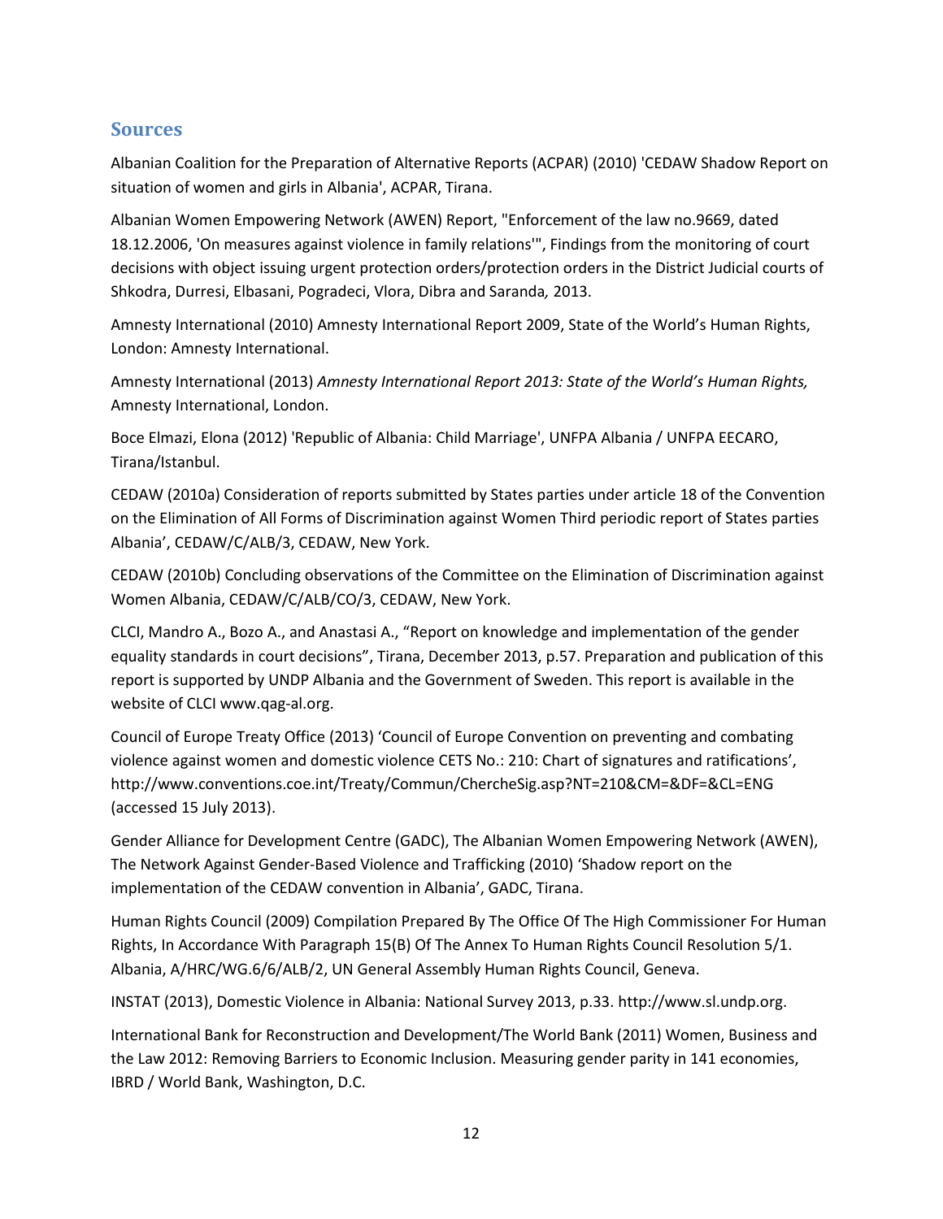## Sources

Albanian Coalition for the Preparation of Alternative Reports (ACPAR) (2010) 'CEDAW Shadow Report on situation of women and girls in Albania', ACPAR, Tirana.

Albanian Women Empowering Network (AWEN) Report, "Enforcement of the law no.9669, dated 18.12.2006, 'On measures against violence in family relations'", Findings from the monitoring of court decisions with object issuing urgent protection orders/protection orders in the District Judicial courts of Shkodra, Durresi, Elbasani, Pogradeci, Vlora, Dibra and Saranda*,* 2013.

Amnesty International (2010) Amnesty International Report 2009, State of the World's Human Rights, London: Amnesty International.

Amnesty International (2013) *Amnesty International Report 2013: State of the World's Human Rights,* Amnesty International, London.

Boce Elmazi, Elona (2012) 'Republic of Albania: Child Marriage', UNFPA Albania / UNFPA EECARO, Tirana/Istanbul.

CEDAW (2010a) Consideration of reports submitted by States parties under article 18 of the Convention on the Elimination of All Forms of Discrimination against Women Third periodic report of States parties Albania', CEDAW/C/ALB/3, CEDAW, New York.

CEDAW (2010b) Concluding observations of the Committee on the Elimination of Discrimination against Women Albania, CEDAW/C/ALB/CO/3, CEDAW, New York.

CLCI, Mandro A., Bozo A., and Anastasi A., "Report on knowledge and implementation of the gender equality standards in court decisions", Tirana, December 2013, p.57. Preparation and publication of this report is supported by UNDP Albania and the Government of Sweden. This report is available in the website of CLCI www.qag-al.org.

Council of Europe Treaty Office (2013) 'Council of Europe Convention on preventing and combating violence against women and domestic violence CETS No.: 210: Chart of signatures and ratifications', http://www.conventions.coe.int/Treaty/Commun/ChercheSig.asp?NT=210&CM=&DF=&CL=ENG (accessed 15 July 2013).

Gender Alliance for Development Centre (GADC), The Albanian Women Empowering Network (AWEN), The Network Against Gender-Based Violence and Trafficking (2010) 'Shadow report on the implementation of the CEDAW convention in Albania', GADC, Tirana.

Human Rights Council (2009) Compilation Prepared By The Office Of The High Commissioner For Human Rights, In Accordance With Paragraph 15(B) Of The Annex To Human Rights Council Resolution 5/1. Albania, A/HRC/WG.6/6/ALB/2, UN General Assembly Human Rights Council, Geneva.

INSTAT (2013), Domestic Violence in Albania: National Survey 2013, p.33. http://www.sl.undp.org.

International Bank for Reconstruction and Development/The World Bank (2011) Women, Business and the Law 2012: Removing Barriers to Economic Inclusion. Measuring gender parity in 141 economies, IBRD / World Bank, Washington, D.C.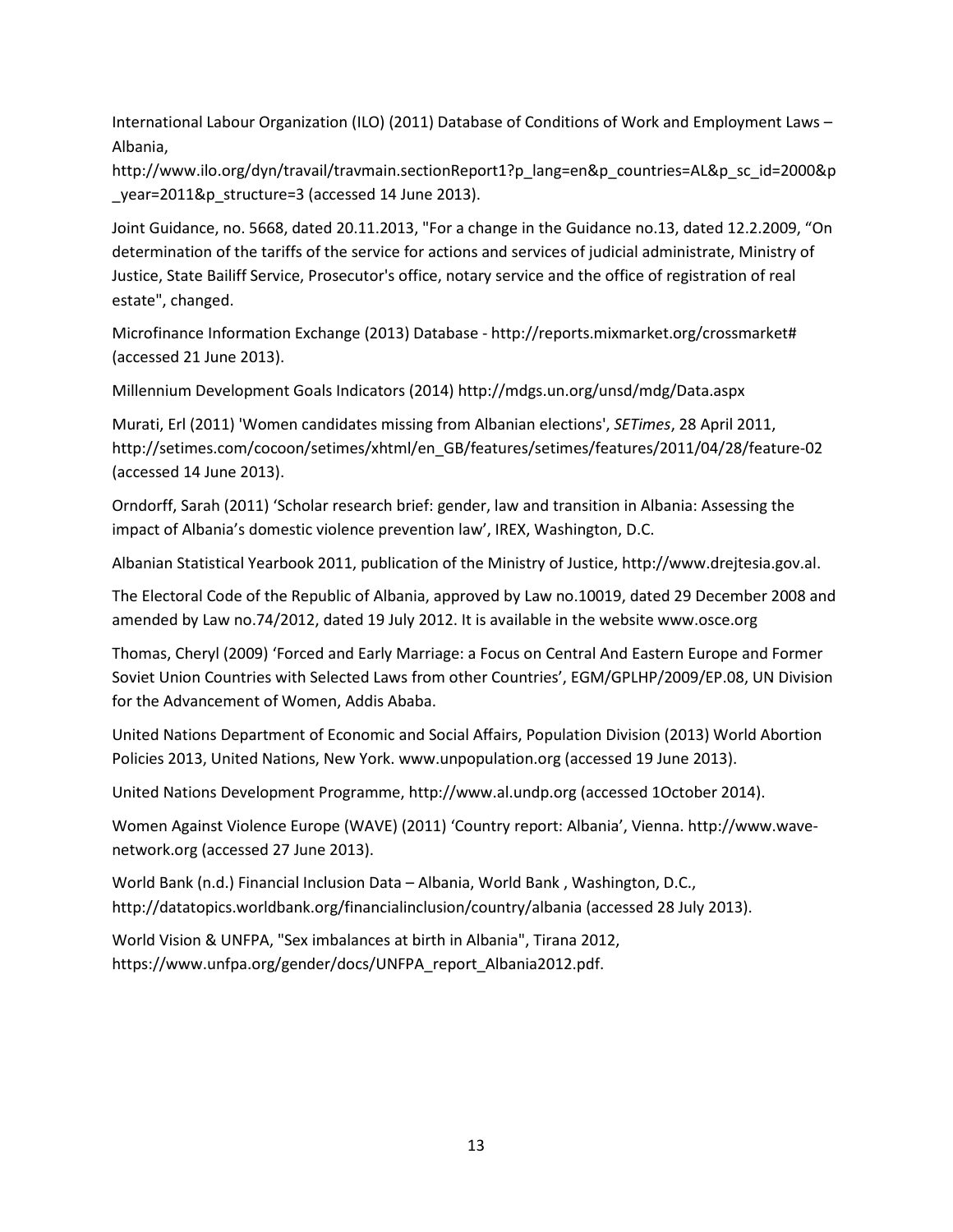International Labour Organization (ILO) (2011) Database of Conditions of Work and Employment Laws – Albania, http://www.ilo.org/dyn/travail/travmain.sectionReport1?p_lang=en&p_countries=AL&p_sc_id=2000&p_year=2011&p_structure=3 (accessed 14 June 2013).

Joint Guidance, no. 5668, dated 20.11.2013, "For a change in the Guidance no.13, dated 12.2.2009, "On determination of the tariffs of the service for actions and services of judicial administrate, Ministry of Justice, State Bailiff Service, Prosecutor's office, notary service and the office of registration of real estate", changed.

Microfinance Information Exchange (2013) Database - http://reports.mixmarket.org/crossmarket# (accessed 21 June 2013).

Millennium Development Goals Indicators (2014) http://mdgs.un.org/unsd/mdg/Data.aspx

Murati, Erl (2011) 'Women candidates missing from Albanian elections', *SETimes*, 28 April 2011, http://setimes.com/cocoon/setimes/xhtml/en_GB/features/setimes/features/2011/04/28/feature-02 (accessed 14 June 2013).

Orndorff, Sarah (2011) 'Scholar research brief: gender, law and transition in Albania: Assessing the impact of Albania's domestic violence prevention law', IREX, Washington, D.C.

Albanian Statistical Yearbook 2011, publication of the Ministry of Justice, http://www.drejtesia.gov.al.

The Electoral Code of the Republic of Albania, approved by Law no.10019, dated 29 December 2008 and amended by Law no.74/2012, dated 19 July 2012. It is available in the website www.osce.org

Thomas, Cheryl (2009) 'Forced and Early Marriage: a Focus on Central And Eastern Europe and Former Soviet Union Countries with Selected Laws from other Countries', EGM/GPLHP/2009/EP.08, UN Division for the Advancement of Women, Addis Ababa.

United Nations Department of Economic and Social Affairs, Population Division (2013) World Abortion Policies 2013, United Nations, New York. www.unpopulation.org (accessed 19 June 2013).

United Nations Development Programme, http://www.al.undp.org (accessed 1October 2014).

Women Against Violence Europe (WAVE) (2011) 'Country report: Albania', Vienna. http://www.wave-network.org (accessed 27 June 2013).

World Bank (n.d.) Financial Inclusion Data – Albania, World Bank , Washington, D.C., http://datatopics.worldbank.org/financialinclusion/country/albania (accessed 28 July 2013).

World Vision & UNFPA, "Sex imbalances at birth in Albania", Tirana 2012, https://www.unfpa.org/gender/docs/UNFPA_report_Albania2012.pdf.